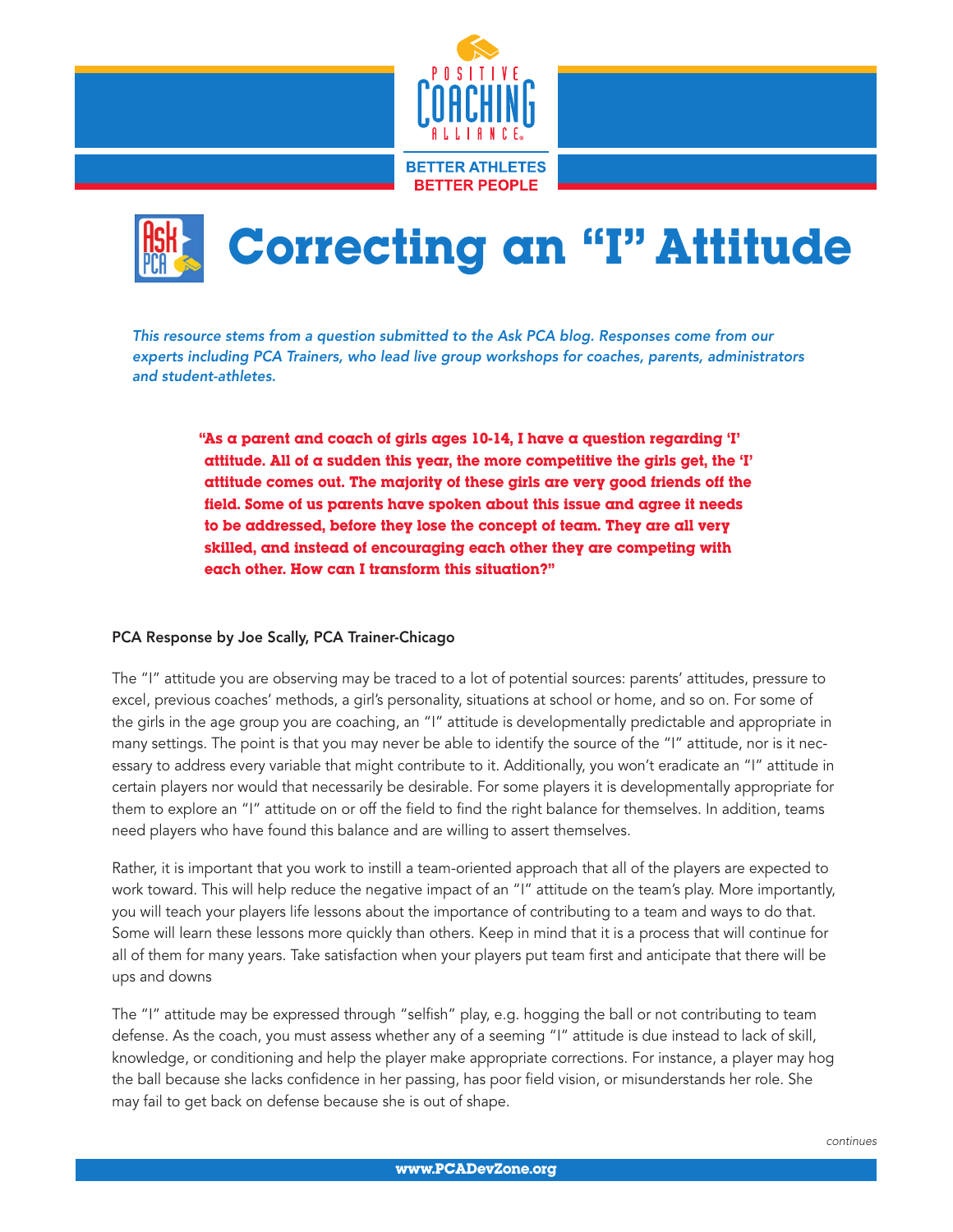# Correcting an "I" Attitude

*This resource stems from a question submitted to the Ask PCA blog. Responses come from our experts including PCA Trainers, who lead live group workshops for coaches, parents, administrators and student-athletes.*

> **"As a parent and coach of girls ages 10-14, I have a question regarding 'I' attitude. All of a sudden this year, the more competitive the girls get, the 'I' attitude comes out. The majority of these girls are very good friends off the field. Some of us parents have spoken about this issue and agree it needs to be addressed, before they lose the concept of team. They are all very skilled, and instead of encouraging each other they are competing with each other. How can I transform this situation?"**

**PCA Response by Joe Scally, PCA Trainer-Chicago**

The "I" attitude you are observing may be traced to a lot of potential sources: parents' attitudes, pressure to excel, previous coaches' methods, a girl's personality, situations at school or home, and so on. For some of the girls in the age group you are coaching, an "I" attitude is developmentally predictable and appropriate in many settings. The point is that you may never be able to identify the source of the "I" attitude, nor is it necessary to address every variable that might contribute to it. Additionally, you won't eradicate an "I" attitude in certain players nor would that necessarily be desirable. For some players it is developmentally appropriate for them to explore an "I" attitude on or off the field to find the right balance for themselves. In addition, teams need players who have found this balance and are willing to assert themselves.

Rather, it is important that you work to instill a team-oriented approach that all of the players are expected to work toward. This will help reduce the negative impact of an "I" attitude on the team's play. More importantly, you will teach your players life lessons about the importance of contributing to a team and ways to do that. Some will learn these lessons more quickly than others. Keep in mind that it is a process that will continue for all of them for many years. Take satisfaction when your players put team first and anticipate that there will be ups and downs

The "I" attitude may be expressed through "selfish" play, e.g. hogging the ball or not contributing to team defense. As the coach, you must assess whether any of a seeming "I" attitude is due instead to lack of skill, knowledge, or conditioning and help the player make appropriate corrections. For instance, a player may hog the ball because she lacks confidence in her passing, has poor field vision, or misunderstands her role. She may fail to get back on defense because she is out of shape.

*continues*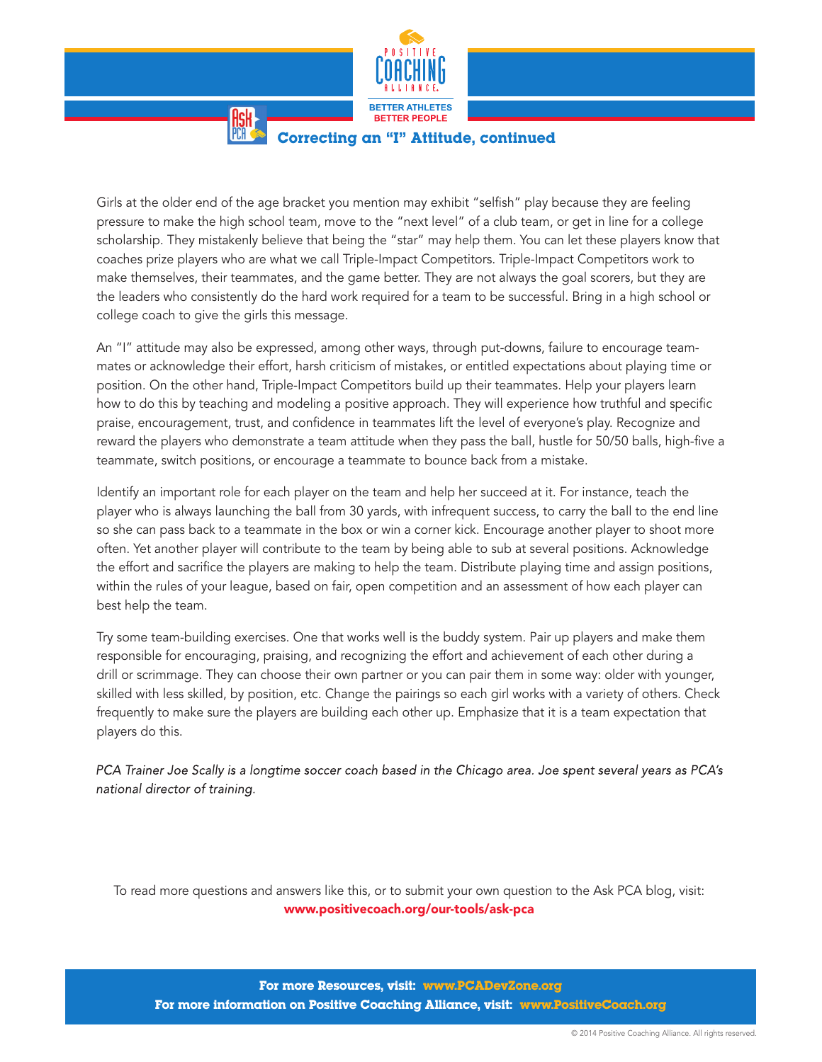## Correcting an "I" Attitude, continued

Girls at the older end of the age bracket you mention may exhibit "selfish" play because they are feeling pressure to make the high school team, move to the "next level" of a club team, or get in line for a college scholarship. They mistakenly believe that being the "star" may help them. You can let these players know that coaches prize players who are what we call Triple-Impact Competitors. Triple-Impact Competitors work to make themselves, their teammates, and the game better. They are not always the goal scorers, but they are the leaders who consistently do the hard work required for a team to be successful. Bring in a high school or college coach to give the girls this message.

An "I" attitude may also be expressed, among other ways, through put-downs, failure to encourage teammates or acknowledge their effort, harsh criticism of mistakes, or entitled expectations about playing time or position. On the other hand, Triple-Impact Competitors build up their teammates. Help your players learn how to do this by teaching and modeling a positive approach. They will experience how truthful and specific praise, encouragement, trust, and confidence in teammates lift the level of everyone's play. Recognize and reward the players who demonstrate a team attitude when they pass the ball, hustle for 50/50 balls, high-five a teammate, switch positions, or encourage a teammate to bounce back from a mistake.

Identify an important role for each player on the team and help her succeed at it. For instance, teach the player who is always launching the ball from 30 yards, with infrequent success, to carry the ball to the end line so she can pass back to a teammate in the box or win a corner kick. Encourage another player to shoot more often. Yet another player will contribute to the team by being able to sub at several positions. Acknowledge the effort and sacrifice the players are making to help the team. Distribute playing time and assign positions, within the rules of your league, based on fair, open competition and an assessment of how each player can best help the team.

Try some team-building exercises. One that works well is the buddy system. Pair up players and make them responsible for encouraging, praising, and recognizing the effort and achievement of each other during a drill or scrimmage. They can choose their own partner or you can pair them in some way: older with younger, skilled with less skilled, by position, etc. Change the pairings so each girl works with a variety of others. Check frequently to make sure the players are building each other up. Emphasize that it is a team expectation that players do this.

*PCA Trainer Joe Scally is a longtime soccer coach based in the Chicago area. Joe spent several years as PCA's national director of training.*

To read more questions and answers like this, or to submit your own question to the Ask PCA blog, visit: **www.positivecoach.org/our-tools/ask-pca**

**For more Resources, visit: www.PCADevZone.org**
**For more information on Positive Coaching Alliance, visit: www.PositiveCoach.org**

© 2014 Positive Coaching Alliance. All rights reserved.